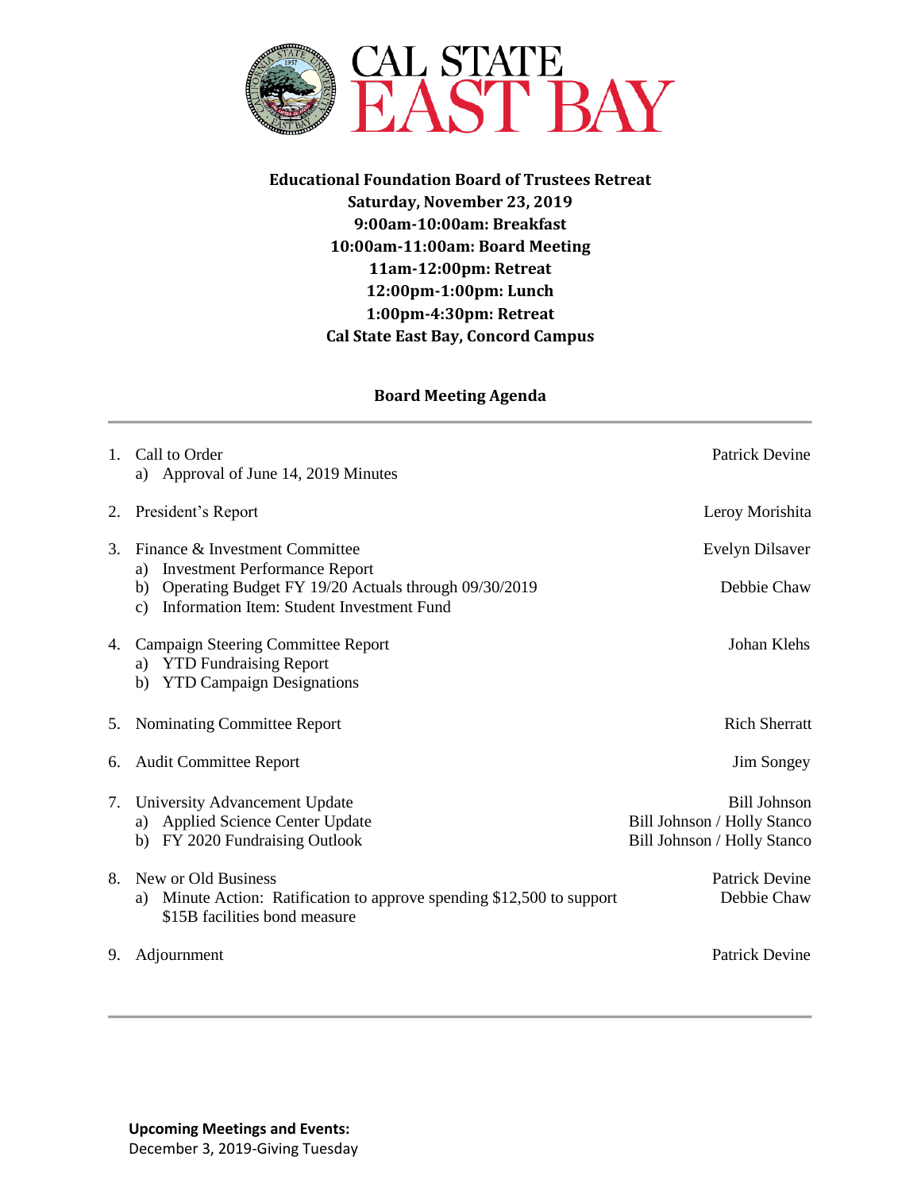# CAL STATE EAST BAY

**Educational Foundation Board of Trustees Retreat**
**Saturday, November 23, 2019**
**9:00am-10:00am: Breakfast**
**10:00am-11:00am: Board Meeting**
**11am-12:00pm: Retreat**
**12:00pm-1:00pm: Lunch**
**1:00pm-4:30pm: Retreat**
**Cal State East Bay, Concord Campus**

## Board Meeting Agenda

1. Call to Order — Patrick Devine
   a) Approval of June 14, 2019 Minutes
2. President's Report — Leroy Morishita
3. Finance & Investment Committee — Evelyn Dilsaver
   a) Investment Performance Report
   b) Operating Budget FY 19/20 Actuals through 09/30/2019 — Debbie Chaw
   c) Information Item: Student Investment Fund
4. Campaign Steering Committee Report — Johan Klehs
   a) YTD Fundraising Report
   b) YTD Campaign Designations
5. Nominating Committee Report — Rich Sherratt
6. Audit Committee Report — Jim Songey
7. University Advancement Update — Bill Johnson
   a) Applied Science Center Update — Bill Johnson / Holly Stanco
   b) FY 2020 Fundraising Outlook — Bill Johnson / Holly Stanco
8. New or Old Business — Patrick Devine
   a) Minute Action: Ratification to approve spending $12,500 to support $15B facilities bond measure — Debbie Chaw
9. Adjournment — Patrick Devine

**Upcoming Meetings and Events:**
December 3, 2019-Giving Tuesday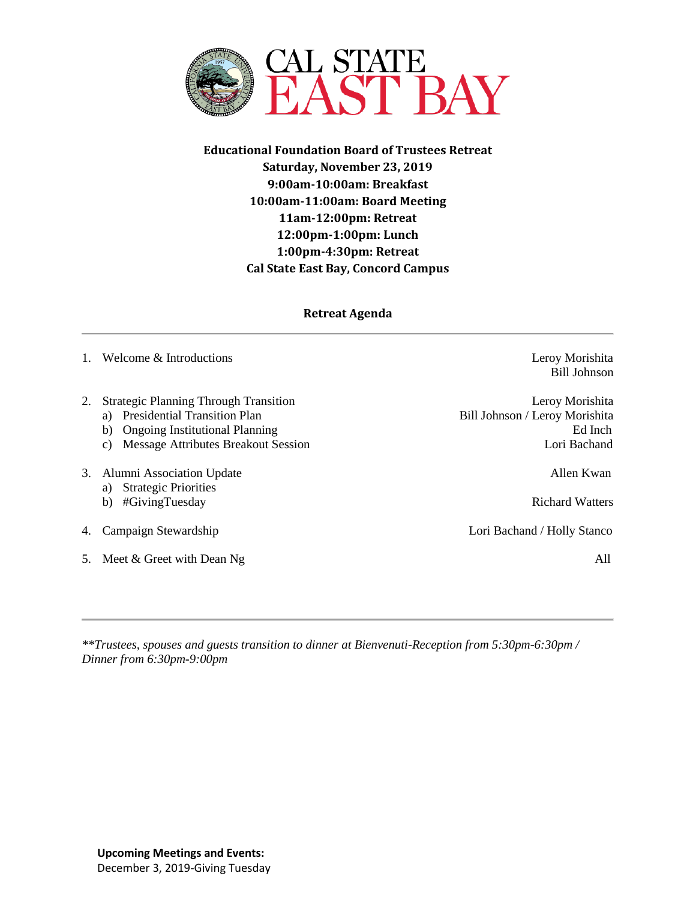**Educational Foundation Board of Trustees Retreat**
**Saturday, November 23, 2019**
**9:00am-10:00am: Breakfast**
**10:00am-11:00am: Board Meeting**
**11am-12:00pm: Retreat**
**12:00pm-1:00pm: Lunch**
**1:00pm-4:30pm: Retreat**
**Cal State East Bay, Concord Campus**

## Retreat Agenda

| | |
|---|---|
| 1. Welcome & Introductions | Leroy Morishita<br>Bill Johnson |
| 2. Strategic Planning Through Transition | Leroy Morishita |
| a) Presidential Transition Plan | Bill Johnson / Leroy Morishita |
| b) Ongoing Institutional Planning | Ed Inch |
| c) Message Attributes Breakout Session | Lori Bachand |
| 3. Alumni Association Update | Allen Kwan |
| a) Strategic Priorities | |
| b) #GivingTuesday | Richard Watters |
| 4. Campaign Stewardship | Lori Bachand / Holly Stanco |
| 5. Meet & Greet with Dean Ng | All |

*\*\*Trustees, spouses and guests transition to dinner at Bienvenuti-Reception from 5:30pm-6:30pm / Dinner from 6:30pm-9:00pm*

**Upcoming Meetings and Events:**
December 3, 2019-Giving Tuesday